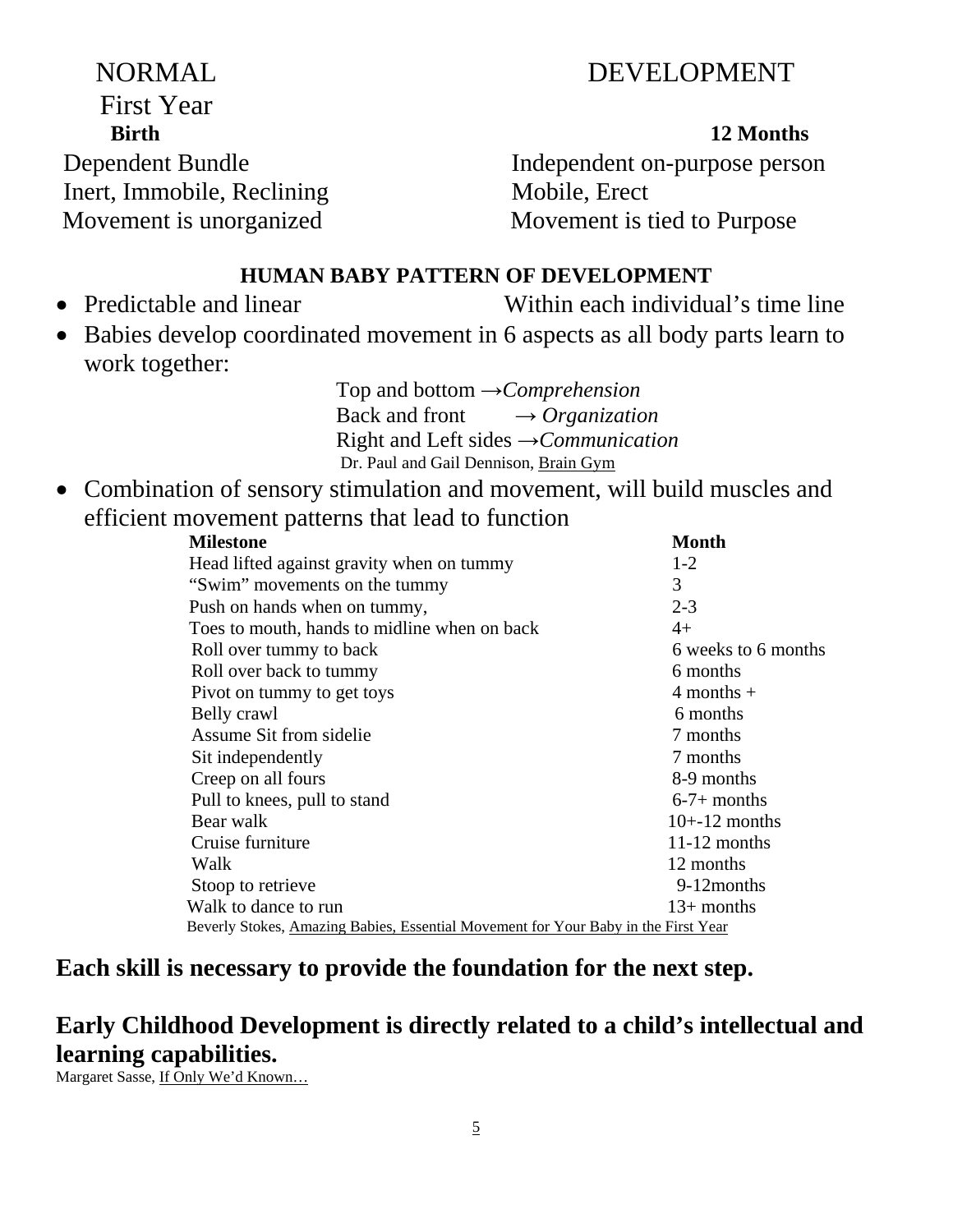# NORMAL DEVELOPMENT

## First Year

| Birth | 12 Months |
| --- | --- |
| Dependent Bundle | Independent on-purpose person |
| Inert, Immobile, Reclining | Mobile, Erect |
| Movement is unorganized | Movement is tied to Purpose |

### HUMAN BABY PATTERN OF DEVELOPMENT

- Predictable and linear    Within each individual's time line
- Babies develop coordinated movement in 6 aspects as all body parts learn to work together:

  Top and bottom →*Comprehension*
  Back and front → *Organization*
  Right and Left sides →*Communication*
  Dr. Paul and Gail Dennison, Brain Gym

- Combination of sensory stimulation and movement, will build muscles and efficient movement patterns that lead to function

| Milestone | Month |
| --- | --- |
| Head lifted against gravity when on tummy | 1-2 |
| "Swim" movements on the tummy | 3 |
| Push on hands when on tummy, | 2-3 |
| Toes to mouth, hands to midline when on back | 4+ |
| Roll over tummy to back | 6 weeks to 6 months |
| Roll over back to tummy | 6 months |
| Pivot on tummy to get toys | 4 months + |
| Belly crawl | 6 months |
| Assume Sit from sidelie | 7 months |
| Sit independently | 7 months |
| Creep on all fours | 8-9 months |
| Pull to knees, pull to stand | 6-7+ months |
| Bear walk | 10+-12 months |
| Cruise furniture | 11-12 months |
| Walk | 12 months |
| Stoop to retrieve | 9-12months |
| Walk to dance to run | 13+ months |

Beverly Stokes, Amazing Babies, Essential Movement for Your Baby in the First Year

**Each skill is necessary to provide the foundation for the next step.**

**Early Childhood Development is directly related to a child's intellectual and learning capabilities.**

Margaret Sasse, If Only We'd Known…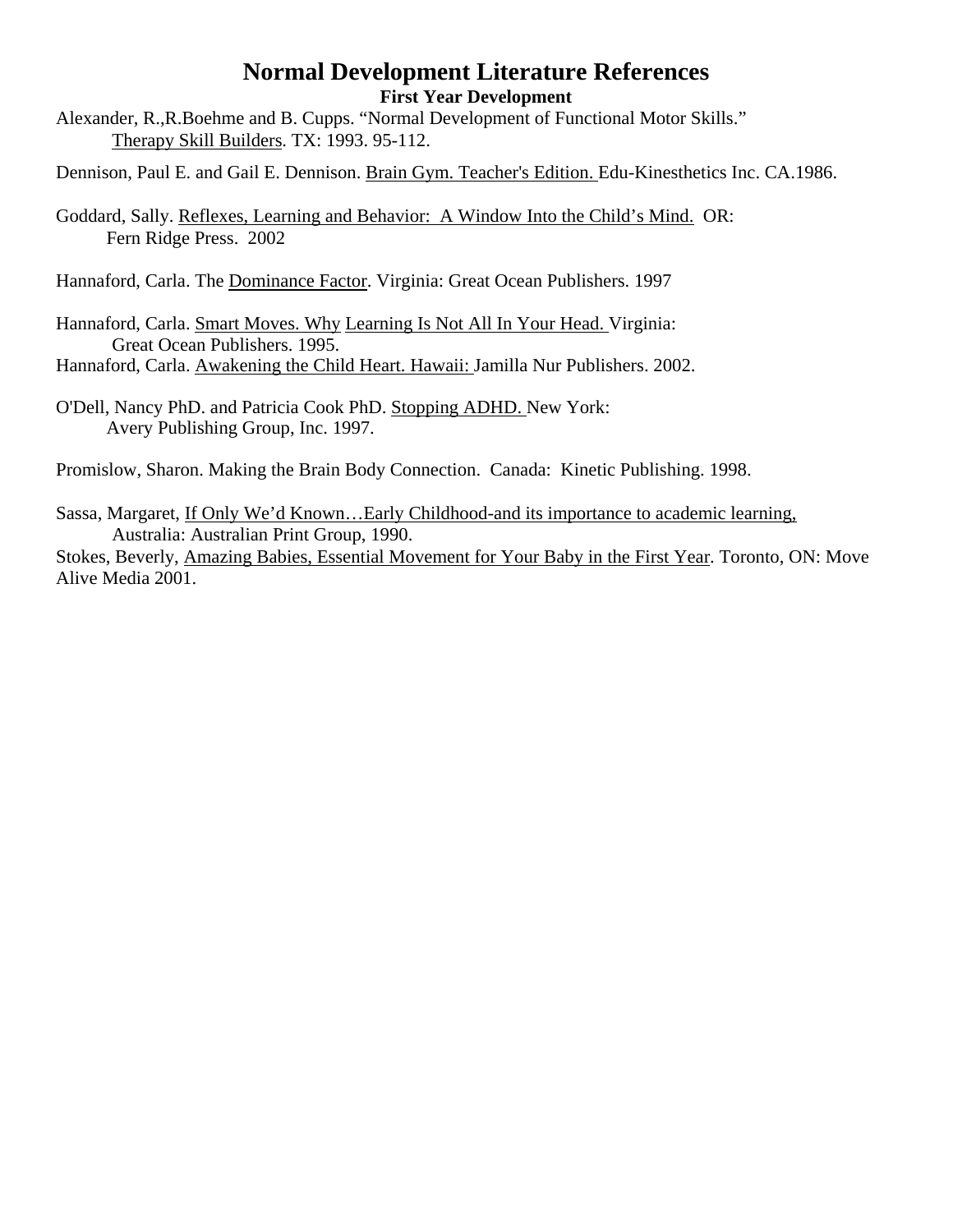# Normal Development Literature References

### First Year Development

Alexander, R.,R.Boehme and B. Cupps. "Normal Development of Functional Motor Skills." Therapy Skill Builders. TX: 1993. 95-112.

Dennison, Paul E. and Gail E. Dennison. Brain Gym. Teacher's Edition. Edu-Kinesthetics Inc. CA.1986.

Goddard, Sally. Reflexes, Learning and Behavior: A Window Into the Child's Mind. OR: Fern Ridge Press. 2002

Hannaford, Carla. The Dominance Factor. Virginia: Great Ocean Publishers. 1997

Hannaford, Carla. Smart Moves. Why Learning Is Not All In Your Head. Virginia: Great Ocean Publishers. 1995.

Hannaford, Carla. Awakening the Child Heart. Hawaii: Jamilla Nur Publishers. 2002.

O'Dell, Nancy PhD. and Patricia Cook PhD. Stopping ADHD. New York: Avery Publishing Group, Inc. 1997.

Promislow, Sharon. Making the Brain Body Connection. Canada: Kinetic Publishing. 1998.

Sassa, Margaret, If Only We'd Known…Early Childhood-and its importance to academic learning, Australia: Australian Print Group, 1990.

Stokes, Beverly, Amazing Babies, Essential Movement for Your Baby in the First Year. Toronto, ON: Move Alive Media 2001.